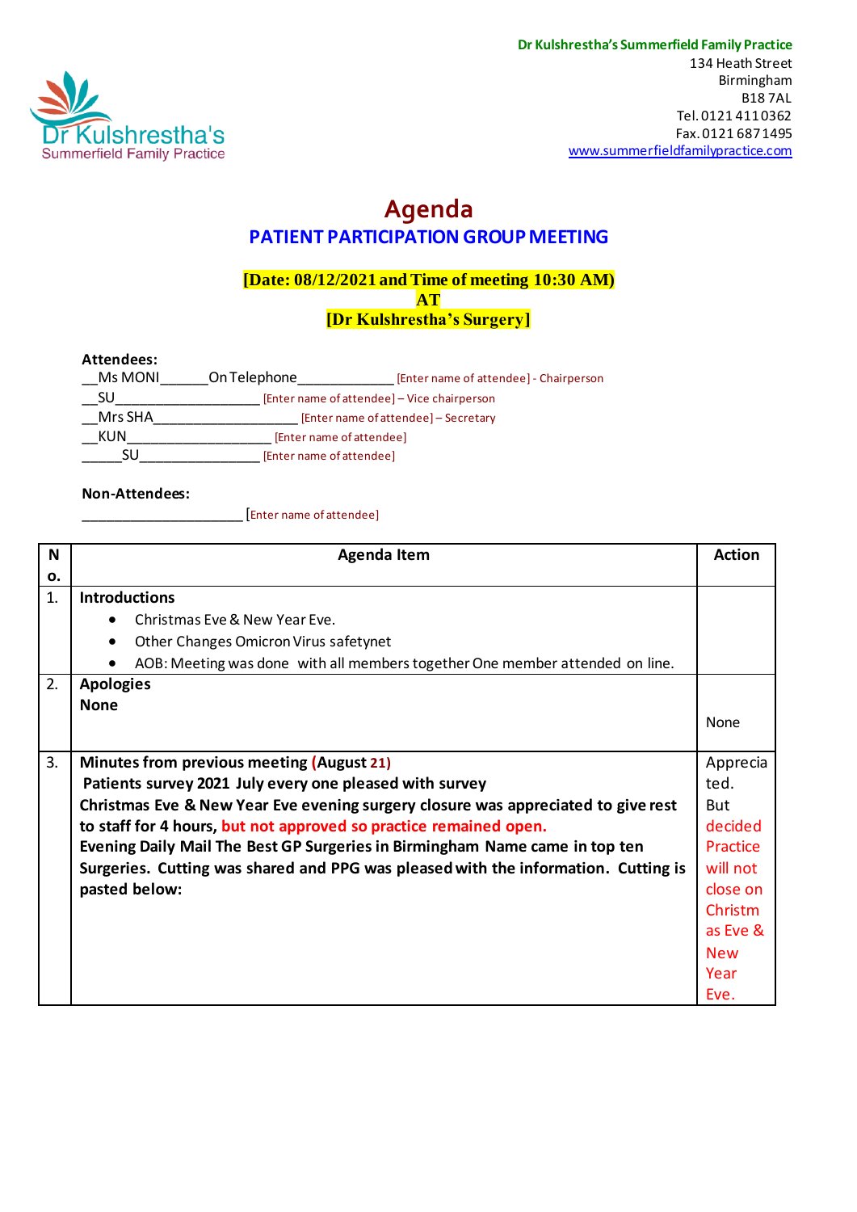Dr Kulshrestha's Summerfield Family Practice
134 Heath Street
Birmingham
B18 7AL
Tel. 0121 411 0362
Fax. 0121 687 1495
www.summerfieldfamilypractice.com

# Agenda

## PATIENT PARTICIPATION GROUP MEETING

**[Date: 08/12/2021 and Time of meeting 10:30 AM)**
**AT**
**[Dr Kulshrestha's Surgery]**

**Attendees:**

__Ms MONI______On Telephone_____________ [Enter name of attendee] - Chairperson
__SU___________________ [Enter name of attendee] – Vice chairperson
__Mrs SHA___________________ [Enter name of attendee] – Secretary
__KUN___________________ [Enter name of attendee]
_____SU________________ [Enter name of attendee]

**Non-Attendees:**

_____________________ [Enter name of attendee]

| No. | Agenda Item | Action |
|---|---|---|
| 1. | **Introductions**<br>• Christmas Eve & New Year Eve.<br>• Other Changes Omicron Virus safetynet<br>• AOB: Meeting was done with all members together One member attended on line. | |
| 2. | **Apologies**<br>**None** | None |
| 3. | **Minutes from previous meeting (August 21)**<br>**Patients survey 2021 July every one pleased with survey**<br>**Christmas Eve & New Year Eve evening surgery closure was appreciated to give rest to staff for 4 hours, but not approved so practice remained open.**<br>**Evening Daily Mail The Best GP Surgeries in Birmingham Name came in top ten Surgeries. Cutting was shared and PPG was pleased with the information. Cutting is pasted below:** | Appreciated. But decided Practice will not close on Christmas Eve & New Year Eve. |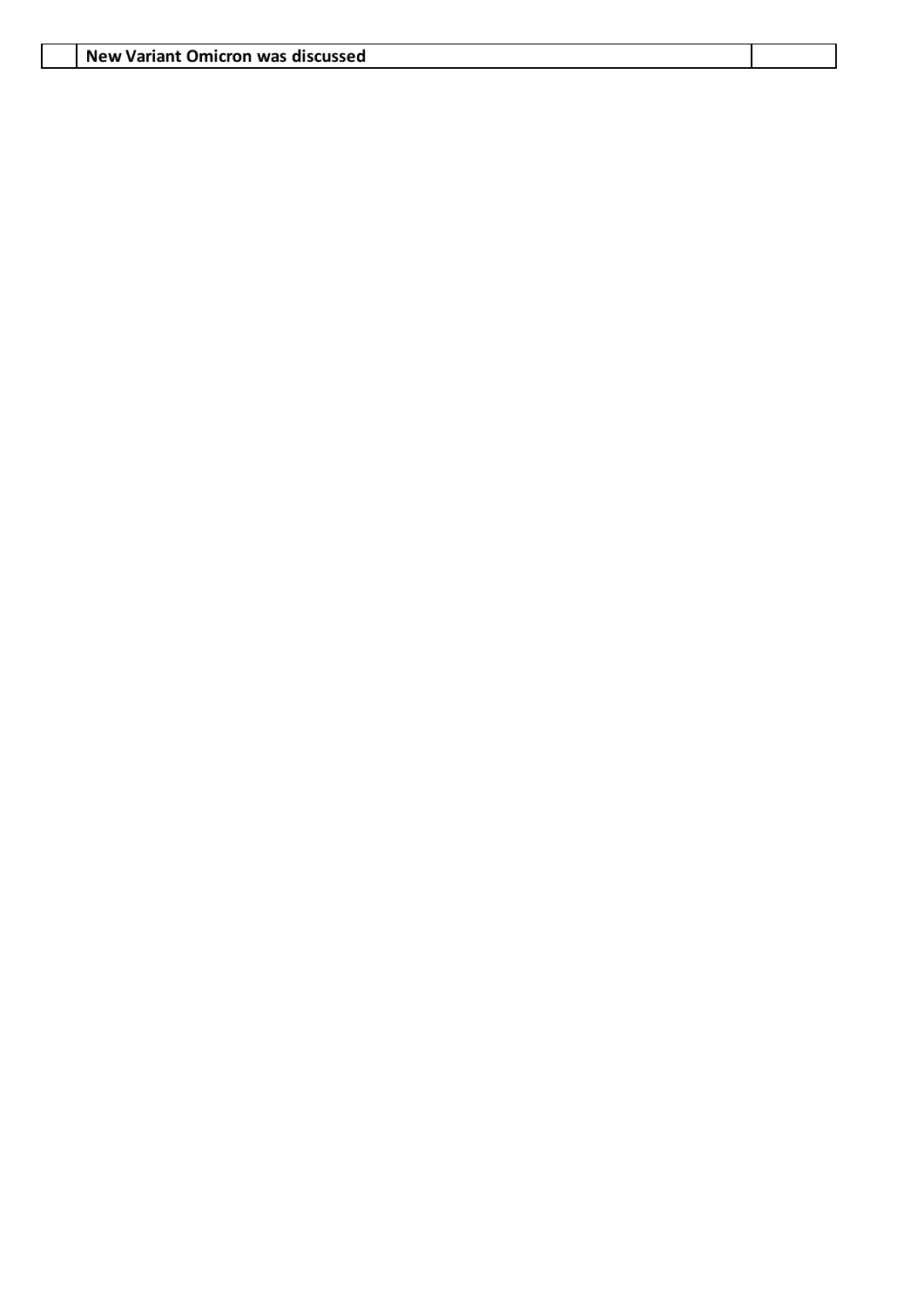| | | |
|---|---|---|
| | **New Variant Omicron was discussed** | |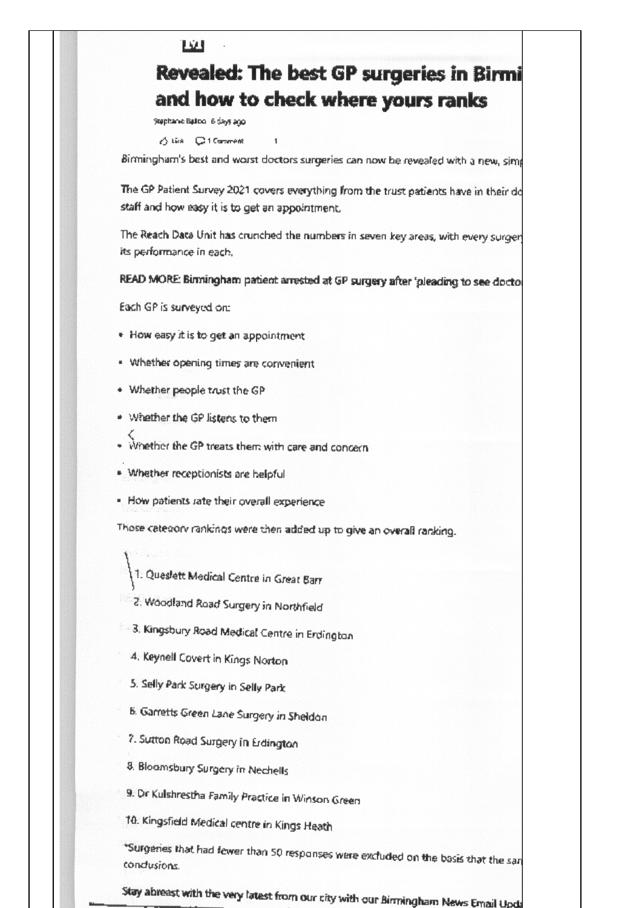# Revealed: The best GP surgeries in Birmi and how to check where yours ranks

Stephanie Balloo 6 days ago

Like 1 Comment 1

Birmingham's best and worst doctors surgeries can now be revealed with a new, simp

The GP Patient Survey 2021 covers everything from the trust patients have in their do staff and how easy it is to get an appointment.

The Reach Data Unit has crunched the numbers in seven key areas, with every surger its performance in each.

**READ MORE: Birmingham patient arrested at GP surgery after 'pleading to see docto**

Each GP is surveyed on:

- How easy it is to get an appointment
- Whether opening times are convenient
- Whether people trust the GP
- Whether the GP listens to them
- Whether the GP treats them with care and concern
- Whether receptionists are helpful
- How patients rate their overall experience

Those category rankings were then added up to give an overall ranking.

1. Queslett Medical Centre in Great Barr
2. Woodland Road Surgery in Northfield
3. Kingsbury Road Medical Centre in Erdington
4. Keynell Covert in Kings Norton
5. Selly Park Surgery in Selly Park
6. Garretts Green Lane Surgery in Sheldon
7. Sutton Road Surgery in Erdington
8. Bloomsbury Surgery in Nechells
9. Dr Kulshrestha Family Practice in Winson Green
10. Kingsfield Medical centre in Kings Heath

*Surgeries that had fewer than 50 responses were excluded on the basis that the sar conclusions.

Stay abreast with the very latest from our city with our Birmingham News Email Upd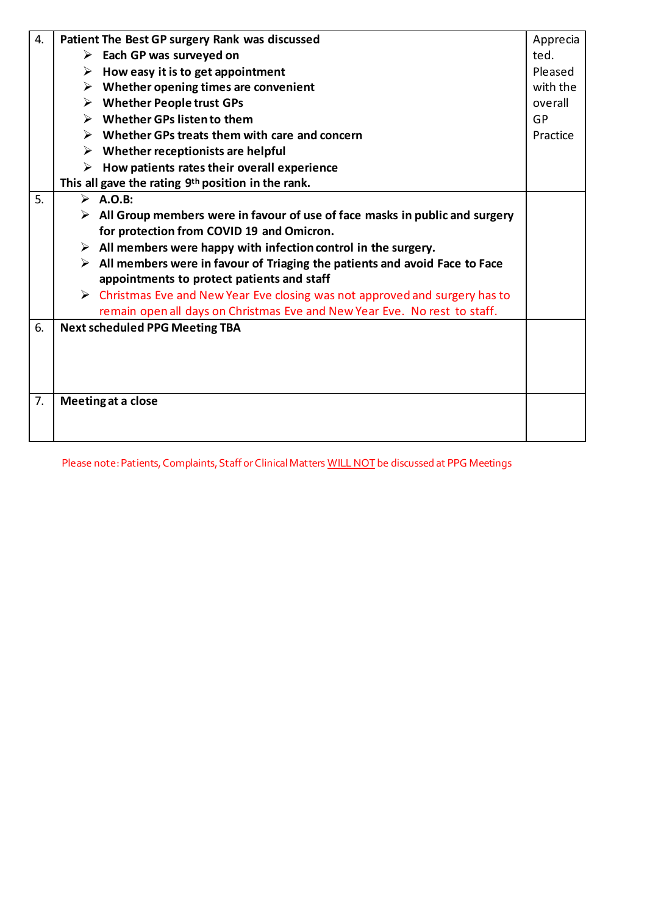| | | |
|---|---|---|
| 4. | **Patient The Best GP surgery Rank was discussed**<br>➢ **Each GP was surveyed on**<br>➢ **How easy it is to get appointment**<br>➢ **Whether opening times are convenient**<br>➢ **Whether People trust GPs**<br>➢ **Whether GPs listen to them**<br>➢ **Whether GPs treats them with care and concern**<br>➢ **Whether receptionists are helpful**<br>➢ **How patients rates their overall experience**<br>**This all gave the rating 9th position in the rank.** | Appreciated. Pleased with the overall GP Practice |
| 5. | ➢ **A.O.B:**<br>➢ **All Group members were in favour of use of face masks in public and surgery for protection from COVID 19 and Omicron.**<br>➢ **All members were happy with infection control in the surgery.**<br>➢ **All members were in favour of Triaging the patients and avoid Face to Face appointments to protect patients and staff**<br>➢ Christmas Eve and New Year Eve closing was not approved and surgery has to remain open all days on Christmas Eve and New Year Eve. No rest to staff. | |
| 6. | **Next scheduled PPG Meeting TBA** | |
| 7. | **Meeting at a close** | |

Please note: Patients, Complaints, Staff or Clinical Matters <u>WILL NOT</u> be discussed at PPG Meetings